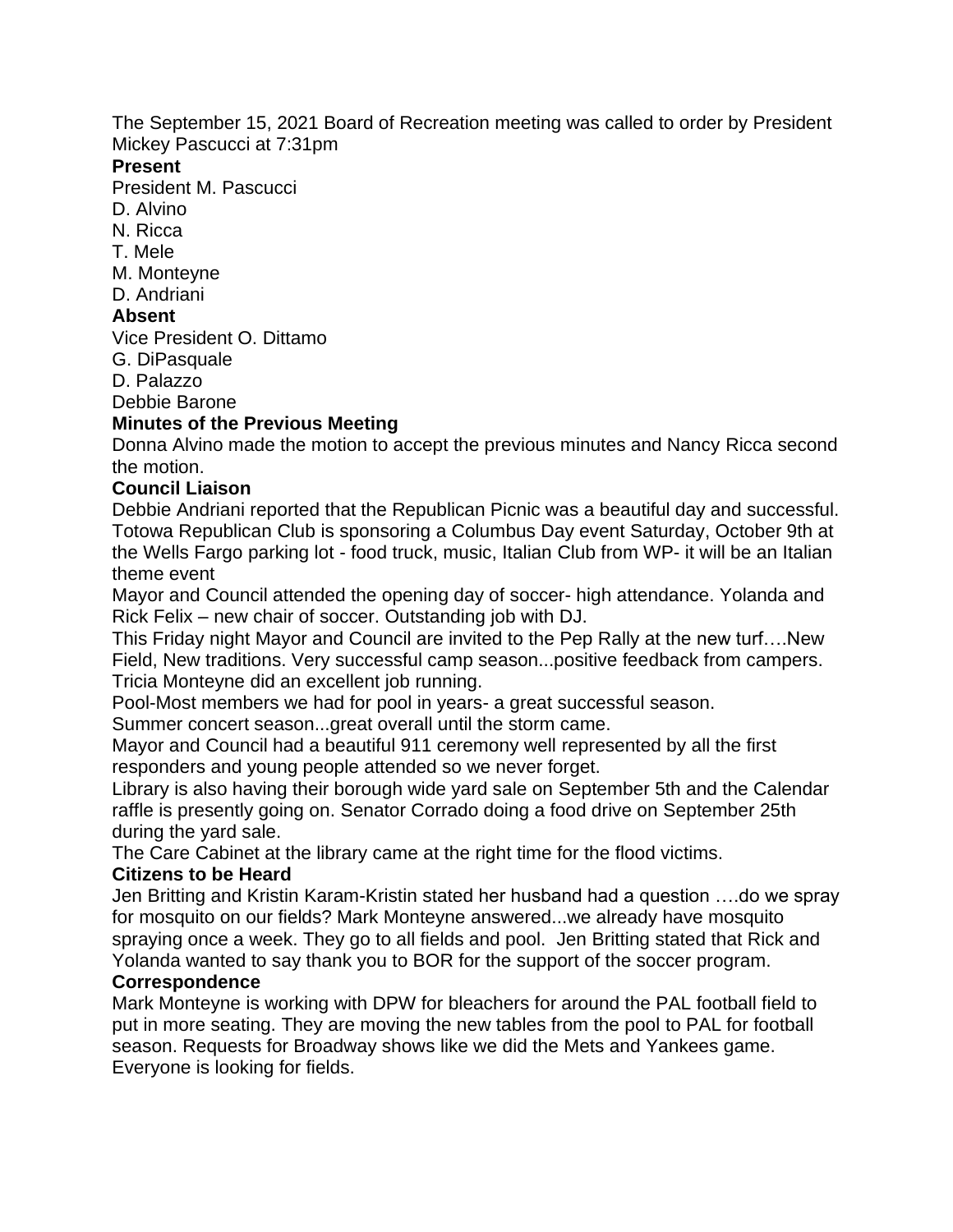The September 15, 2021 Board of Recreation meeting was called to order by President Mickey Pascucci at 7:31pm

**Present**

President M. Pascucci
D. Alvino
N. Ricca
T. Mele
M. Monteyne
D. Andriani

**Absent**

Vice President O. Dittamo
G. DiPasquale
D. Palazzo
Debbie Barone

**Minutes of the Previous Meeting**

Donna Alvino made the motion to accept the previous minutes and Nancy Ricca second the motion.

**Council Liaison**

Debbie Andriani reported that the Republican Picnic was a beautiful day and successful. Totowa Republican Club is sponsoring a Columbus Day event Saturday, October 9th at the Wells Fargo parking lot - food truck, music, Italian Club from WP- it will be an Italian theme event

Mayor and Council attended the opening day of soccer- high attendance. Yolanda and Rick Felix – new chair of soccer. Outstanding job with DJ.

This Friday night Mayor and Council are invited to the Pep Rally at the new turf….New Field, New traditions. Very successful camp season...positive feedback from campers. Tricia Monteyne did an excellent job running.

Pool-Most members we had for pool in years- a great successful season.

Summer concert season...great overall until the storm came.

Mayor and Council had a beautiful 911 ceremony well represented by all the first responders and young people attended so we never forget.

Library is also having their borough wide yard sale on September 5th and the Calendar raffle is presently going on. Senator Corrado doing a food drive on September 25th during the yard sale.

The Care Cabinet at the library came at the right time for the flood victims.

**Citizens to be Heard**

Jen Britting and Kristin Karam-Kristin stated her husband had a question ….do we spray for mosquito on our fields? Mark Monteyne answered...we already have mosquito spraying once a week. They go to all fields and pool. Jen Britting stated that Rick and Yolanda wanted to say thank you to BOR for the support of the soccer program.

**Correspondence**

Mark Monteyne is working with DPW for bleachers for around the PAL football field to put in more seating. They are moving the new tables from the pool to PAL for football season. Requests for Broadway shows like we did the Mets and Yankees game. Everyone is looking for fields.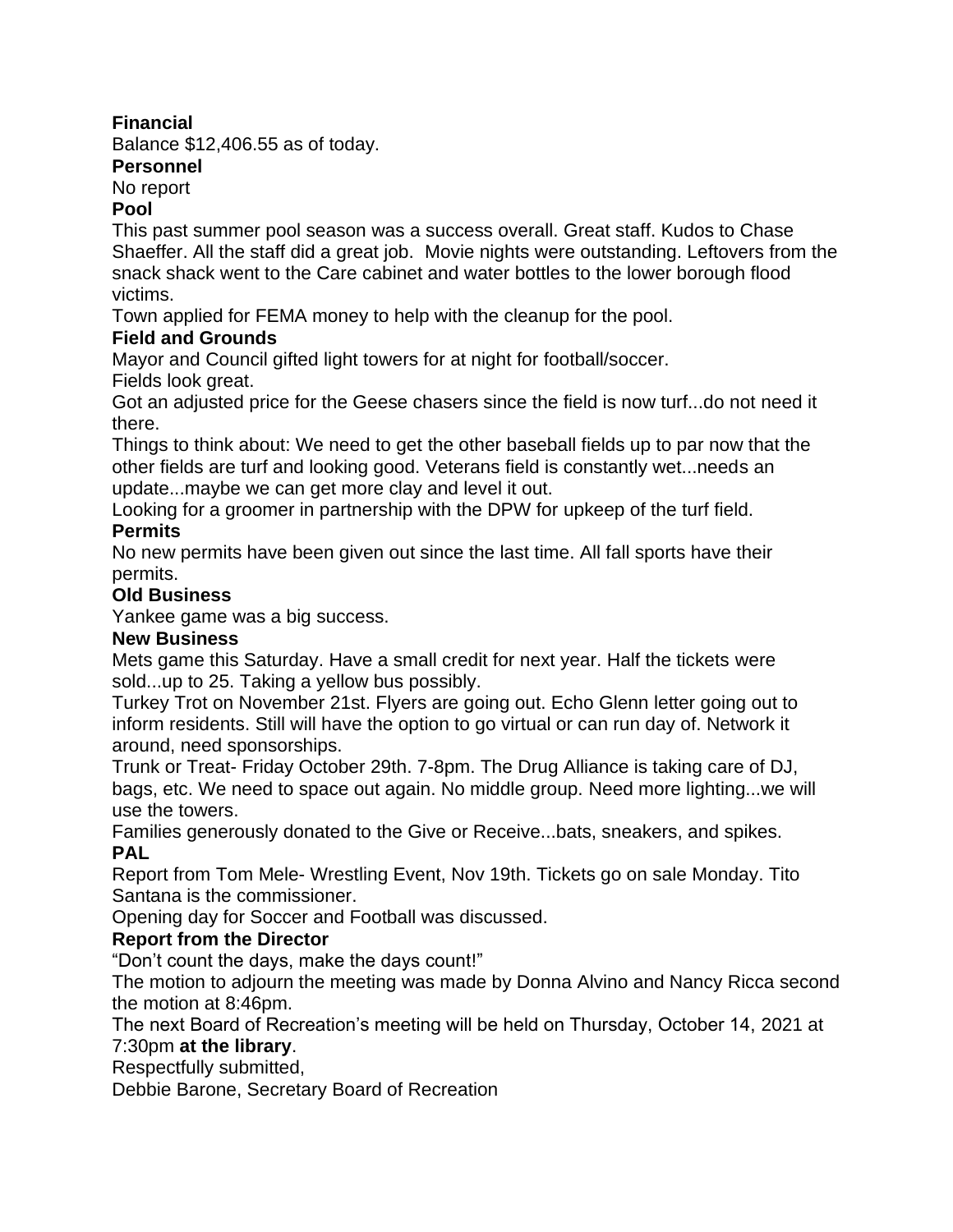**Financial**

Balance $12,406.55 as of today.

**Personnel**

No report

**Pool**

This past summer pool season was a success overall. Great staff. Kudos to Chase Shaeffer. All the staff did a great job. Movie nights were outstanding. Leftovers from the snack shack went to the Care cabinet and water bottles to the lower borough flood victims.

Town applied for FEMA money to help with the cleanup for the pool.

**Field and Grounds**

Mayor and Council gifted light towers for at night for football/soccer.

Fields look great.

Got an adjusted price for the Geese chasers since the field is now turf...do not need it there.

Things to think about: We need to get the other baseball fields up to par now that the other fields are turf and looking good. Veterans field is constantly wet...needs an update...maybe we can get more clay and level it out.

Looking for a groomer in partnership with the DPW for upkeep of the turf field.

**Permits**

No new permits have been given out since the last time. All fall sports have their permits.

**Old Business**

Yankee game was a big success.

**New Business**

Mets game this Saturday. Have a small credit for next year. Half the tickets were sold...up to 25. Taking a yellow bus possibly.

Turkey Trot on November 21st. Flyers are going out. Echo Glenn letter going out to inform residents. Still will have the option to go virtual or can run day of. Network it around, need sponsorships.

Trunk or Treat- Friday October 29th. 7-8pm. The Drug Alliance is taking care of DJ, bags, etc. We need to space out again. No middle group. Need more lighting...we will use the towers.

Families generously donated to the Give or Receive...bats, sneakers, and spikes.

**PAL**

Report from Tom Mele- Wrestling Event, Nov 19th. Tickets go on sale Monday. Tito Santana is the commissioner.

Opening day for Soccer and Football was discussed.

**Report from the Director**

"Don't count the days, make the days count!"

The motion to adjourn the meeting was made by Donna Alvino and Nancy Ricca second the motion at 8:46pm.

The next Board of Recreation's meeting will be held on Thursday, October 14, 2021 at 7:30pm **at the library**.

Respectfully submitted,

Debbie Barone, Secretary Board of Recreation